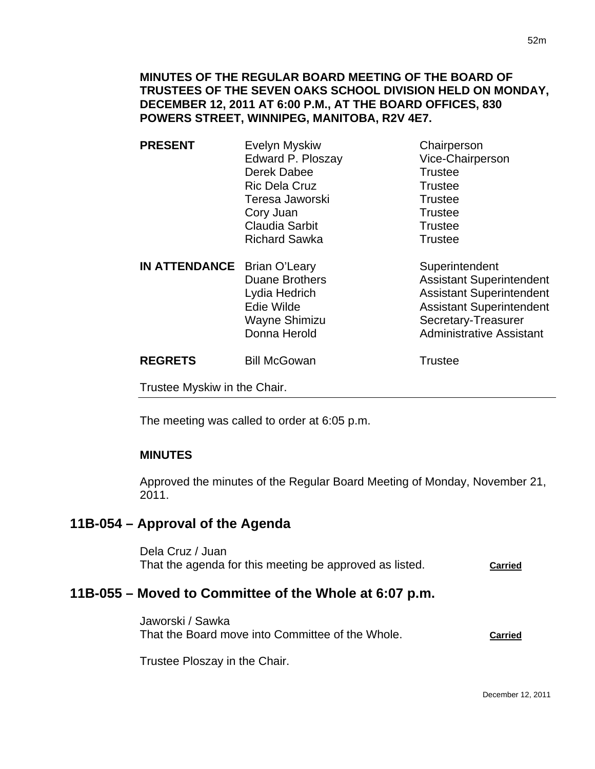**MINUTES OF THE REGULAR BOARD MEETING OF THE BOARD OF TRUSTEES OF THE SEVEN OAKS SCHOOL DIVISION HELD ON MONDAY, DECEMBER 12, 2011 AT 6:00 P.M., AT THE BOARD OFFICES, 830 POWERS STREET, WINNIPEG, MANITOBA, R2V 4E7.**

| | | |
|---|---|---|
| **PRESENT** | Evelyn Myskiw | Chairperson |
| | Edward P. Ploszay | Vice-Chairperson |
| | Derek Dabee | Trustee |
| | Ric Dela Cruz | Trustee |
| | Teresa Jaworski | Trustee |
| | Cory Juan | Trustee |
| | Claudia Sarbit | Trustee |
| | Richard Sawka | Trustee |
| **IN ATTENDANCE** | Brian O'Leary | Superintendent |
| | Duane Brothers | Assistant Superintendent |
| | Lydia Hedrich | Assistant Superintendent |
| | Edie Wilde | Assistant Superintendent |
| | Wayne Shimizu | Secretary-Treasurer |
| | Donna Herold | Administrative Assistant |
| **REGRETS** | Bill McGowan | Trustee |

Trustee Myskiw in the Chair.

---

The meeting was called to order at 6:05 p.m.

**MINUTES**

Approved the minutes of the Regular Board Meeting of Monday, November 21, 2011.

## 11B-054 – Approval of the Agenda

Dela Cruz / Juan
That the agenda for this meeting be approved as listed. **Carried**

## 11B-055 – Moved to Committee of the Whole at 6:07 p.m.

Jaworski / Sawka
That the Board move into Committee of the Whole. **Carried**

Trustee Ploszay in the Chair.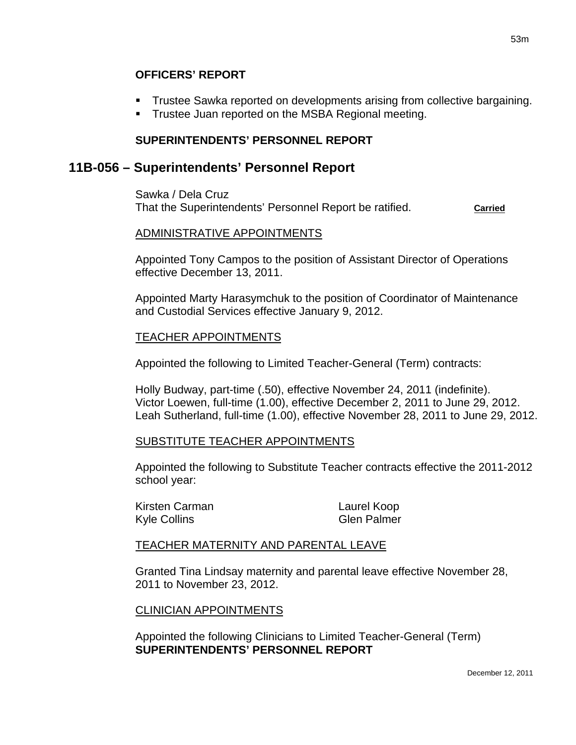**OFFICERS' REPORT**

- Trustee Sawka reported on developments arising from collective bargaining.
- Trustee Juan reported on the MSBA Regional meeting.

**SUPERINTENDENTS' PERSONNEL REPORT**

## 11B-056 – Superintendents' Personnel Report

Sawka / Dela Cruz
That the Superintendents' Personnel Report be ratified. **Carried**

ADMINISTRATIVE APPOINTMENTS

Appointed Tony Campos to the position of Assistant Director of Operations effective December 13, 2011.

Appointed Marty Harasymchuk to the position of Coordinator of Maintenance and Custodial Services effective January 9, 2012.

TEACHER APPOINTMENTS

Appointed the following to Limited Teacher-General (Term) contracts:

Holly Budway, part-time (.50), effective November 24, 2011 (indefinite).
Victor Loewen, full-time (1.00), effective December 2, 2011 to June 29, 2012.
Leah Sutherland, full-time (1.00), effective November 28, 2011 to June 29, 2012.

SUBSTITUTE TEACHER APPOINTMENTS

Appointed the following to Substitute Teacher contracts effective the 2011-2012 school year:

Kirsten Carman
Kyle Collins
Laurel Koop
Glen Palmer

TEACHER MATERNITY AND PARENTAL LEAVE

Granted Tina Lindsay maternity and parental leave effective November 28, 2011 to November 23, 2012.

CLINICIAN APPOINTMENTS

Appointed the following Clinicians to Limited Teacher-General (Term)

**SUPERINTENDENTS' PERSONNEL REPORT**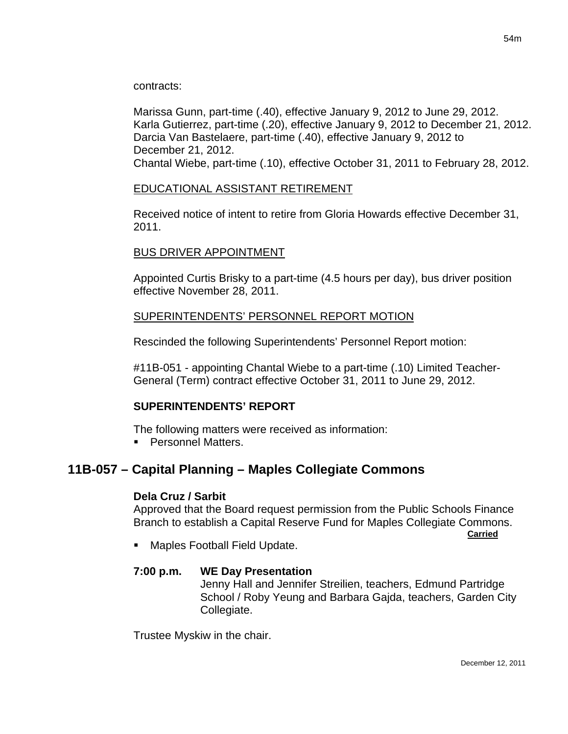contracts:

Marissa Gunn, part-time (.40), effective January 9, 2012 to June 29, 2012.
Karla Gutierrez, part-time (.20), effective January 9, 2012 to December 21, 2012.
Darcia Van Bastelaere, part-time (.40), effective January 9, 2012 to December 21, 2012.
Chantal Wiebe, part-time (.10), effective October 31, 2011 to February 28, 2012.

EDUCATIONAL ASSISTANT RETIREMENT

Received notice of intent to retire from Gloria Howards effective December 31, 2011.

BUS DRIVER APPOINTMENT

Appointed Curtis Brisky to a part-time (4.5 hours per day), bus driver position effective November 28, 2011.

SUPERINTENDENTS' PERSONNEL REPORT MOTION

Rescinded the following Superintendents' Personnel Report motion:

#11B-051 - appointing Chantal Wiebe to a part-time (.10) Limited Teacher-General (Term) contract effective October 31, 2011 to June 29, 2012.

**SUPERINTENDENTS' REPORT**

The following matters were received as information:

- Personnel Matters.

## 11B-057 – Capital Planning – Maples Collegiate Commons

**Dela Cruz / Sarbit**
Approved that the Board request permission from the Public Schools Finance Branch to establish a Capital Reserve Fund for Maples Collegiate Commons.

**Carried**

- Maples Football Field Update.

**7:00 p.m. WE Day Presentation**
Jenny Hall and Jennifer Streilien, teachers, Edmund Partridge School / Roby Yeung and Barbara Gajda, teachers, Garden City Collegiate.

Trustee Myskiw in the chair.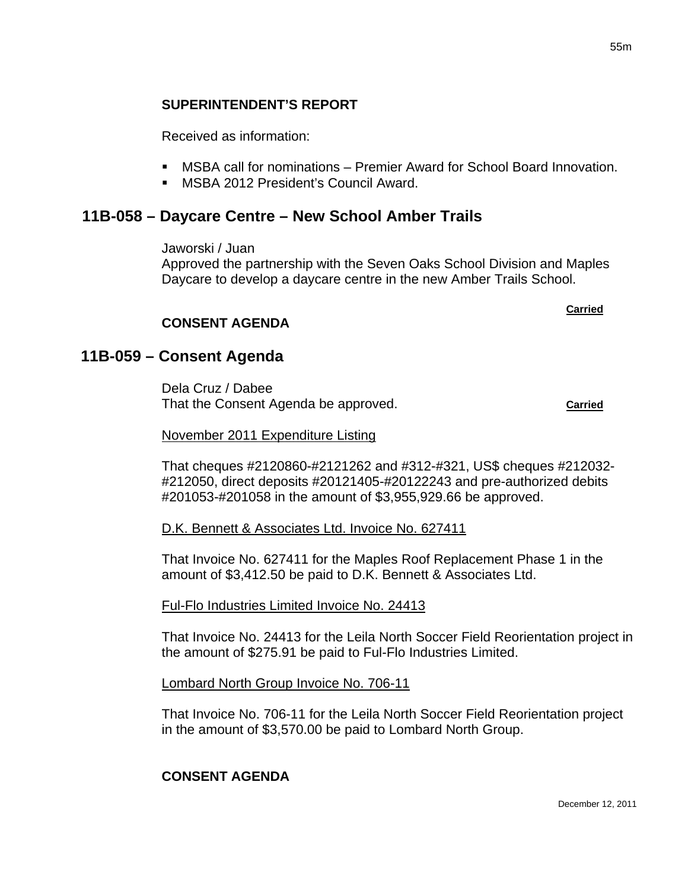**SUPERINTENDENT'S REPORT**

Received as information:

- MSBA call for nominations – Premier Award for School Board Innovation.
- MSBA 2012 President's Council Award.

## 11B-058 – Daycare Centre – New School Amber Trails

Jaworski / Juan
Approved the partnership with the Seven Oaks School Division and Maples Daycare to develop a daycare centre in the new Amber Trails School.

**Carried**

**CONSENT AGENDA**

## 11B-059 – Consent Agenda

Dela Cruz / Dabee
That the Consent Agenda be approved. **Carried**

November 2011 Expenditure Listing

That cheques #2120860-#2121262 and #312-#321, US$ cheques #212032-#212050, direct deposits #20121405-#20122243 and pre-authorized debits #201053-#201058 in the amount of $3,955,929.66 be approved.

D.K. Bennett & Associates Ltd. Invoice No. 627411

That Invoice No. 627411 for the Maples Roof Replacement Phase 1 in the amount of $3,412.50 be paid to D.K. Bennett & Associates Ltd.

Ful-Flo Industries Limited Invoice No. 24413

That Invoice No. 24413 for the Leila North Soccer Field Reorientation project in the amount of $275.91 be paid to Ful-Flo Industries Limited.

Lombard North Group Invoice No. 706-11

That Invoice No. 706-11 for the Leila North Soccer Field Reorientation project in the amount of $3,570.00 be paid to Lombard North Group.

**CONSENT AGENDA**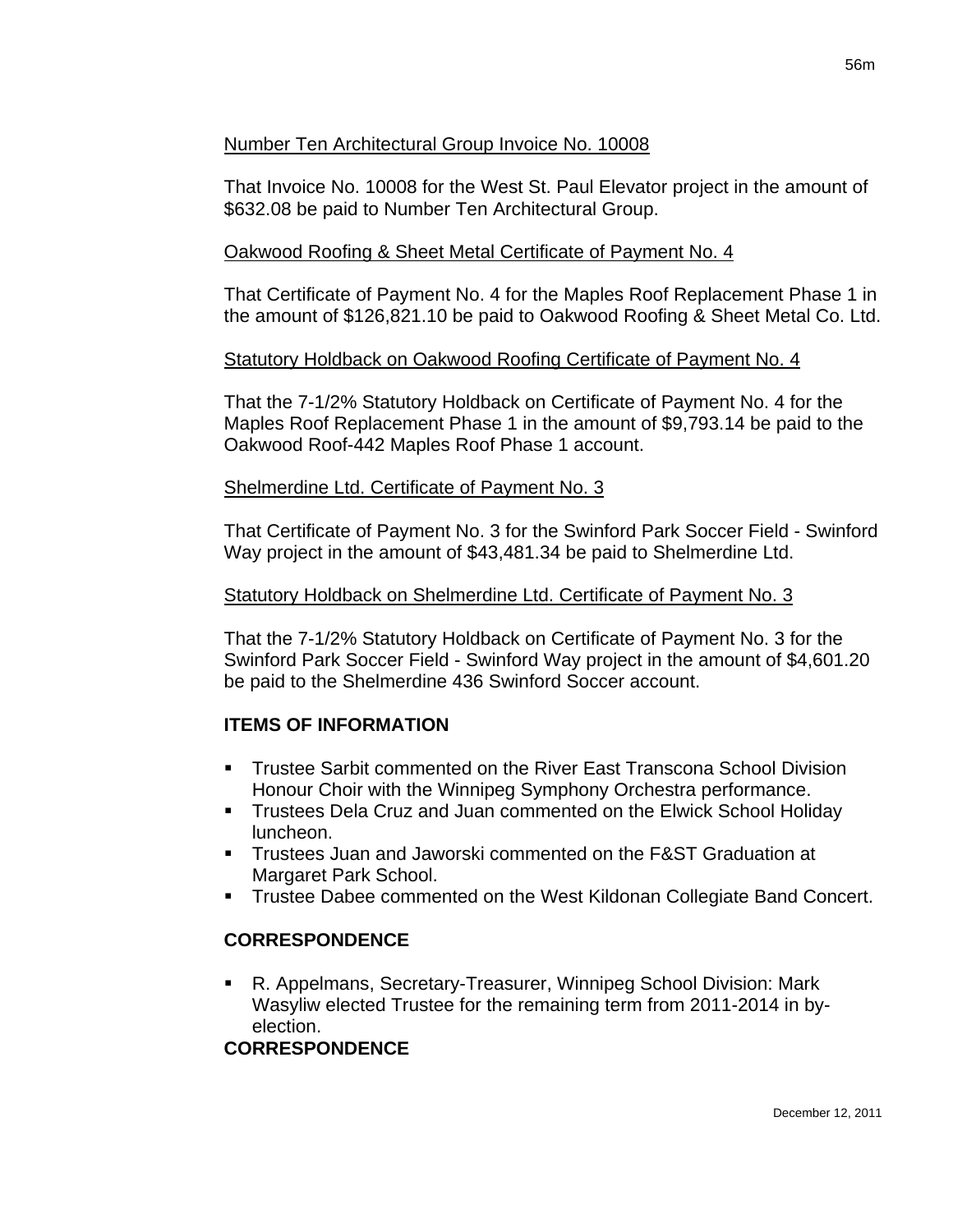Number Ten Architectural Group Invoice No. 10008

That Invoice No. 10008 for the West St. Paul Elevator project in the amount of $632.08 be paid to Number Ten Architectural Group.

Oakwood Roofing & Sheet Metal Certificate of Payment No. 4

That Certificate of Payment No. 4 for the Maples Roof Replacement Phase 1 in the amount of $126,821.10 be paid to Oakwood Roofing & Sheet Metal Co. Ltd.

Statutory Holdback on Oakwood Roofing Certificate of Payment No. 4

That the 7-1/2% Statutory Holdback on Certificate of Payment No. 4 for the Maples Roof Replacement Phase 1 in the amount of $9,793.14 be paid to the Oakwood Roof-442 Maples Roof Phase 1 account.

Shelmerdine Ltd. Certificate of Payment No. 3

That Certificate of Payment No. 3 for the Swinford Park Soccer Field - Swinford Way project in the amount of $43,481.34 be paid to Shelmerdine Ltd.

Statutory Holdback on Shelmerdine Ltd. Certificate of Payment No. 3

That the 7-1/2% Statutory Holdback on Certificate of Payment No. 3 for the Swinford Park Soccer Field - Swinford Way project in the amount of $4,601.20 be paid to the Shelmerdine 436 Swinford Soccer account.

**ITEMS OF INFORMATION**

- Trustee Sarbit commented on the River East Transcona School Division Honour Choir with the Winnipeg Symphony Orchestra performance.
- Trustees Dela Cruz and Juan commented on the Elwick School Holiday luncheon.
- Trustees Juan and Jaworski commented on the F&ST Graduation at Margaret Park School.
- Trustee Dabee commented on the West Kildonan Collegiate Band Concert.

**CORRESPONDENCE**

- R. Appelmans, Secretary-Treasurer, Winnipeg School Division: Mark Wasyliw elected Trustee for the remaining term from 2011-2014 in by-election.

**CORRESPONDENCE**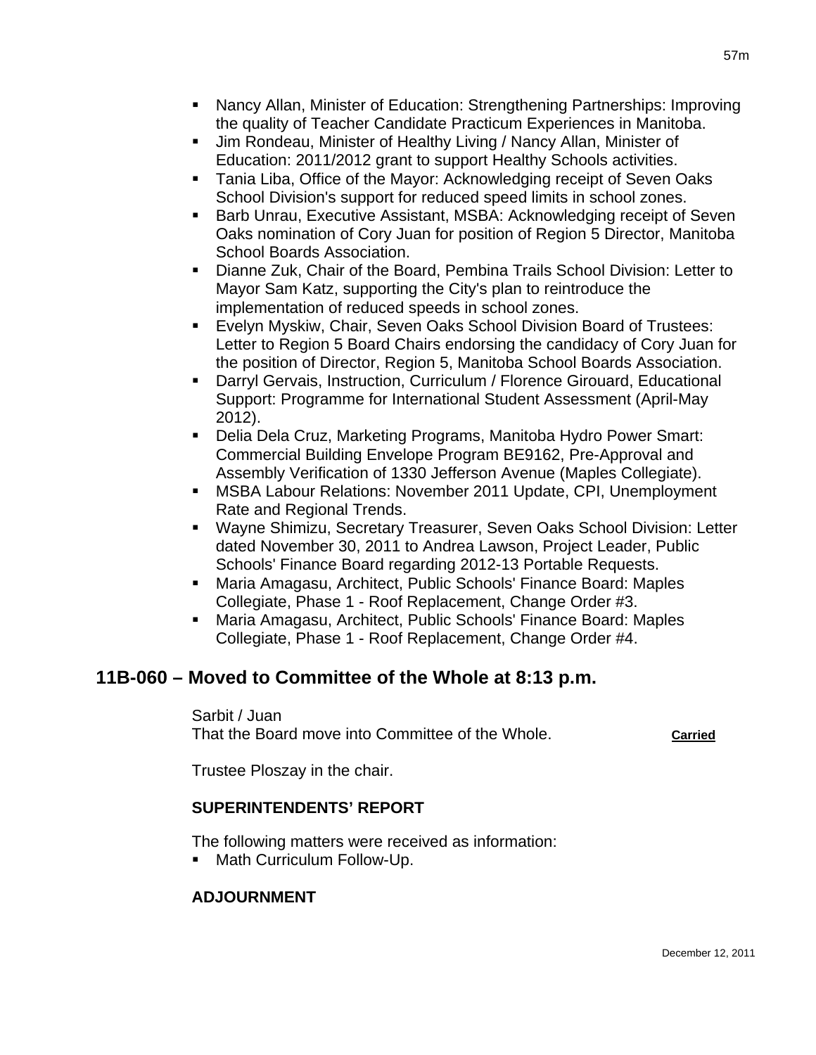- Nancy Allan, Minister of Education: Strengthening Partnerships: Improving the quality of Teacher Candidate Practicum Experiences in Manitoba.
- Jim Rondeau, Minister of Healthy Living / Nancy Allan, Minister of Education: 2011/2012 grant to support Healthy Schools activities.
- Tania Liba, Office of the Mayor: Acknowledging receipt of Seven Oaks School Division's support for reduced speed limits in school zones.
- Barb Unrau, Executive Assistant, MSBA: Acknowledging receipt of Seven Oaks nomination of Cory Juan for position of Region 5 Director, Manitoba School Boards Association.
- Dianne Zuk, Chair of the Board, Pembina Trails School Division: Letter to Mayor Sam Katz, supporting the City's plan to reintroduce the implementation of reduced speeds in school zones.
- Evelyn Myskiw, Chair, Seven Oaks School Division Board of Trustees: Letter to Region 5 Board Chairs endorsing the candidacy of Cory Juan for the position of Director, Region 5, Manitoba School Boards Association.
- Darryl Gervais, Instruction, Curriculum / Florence Girouard, Educational Support: Programme for International Student Assessment (April-May 2012).
- Delia Dela Cruz, Marketing Programs, Manitoba Hydro Power Smart: Commercial Building Envelope Program BE9162, Pre-Approval and Assembly Verification of 1330 Jefferson Avenue (Maples Collegiate).
- MSBA Labour Relations: November 2011 Update, CPI, Unemployment Rate and Regional Trends.
- Wayne Shimizu, Secretary Treasurer, Seven Oaks School Division: Letter dated November 30, 2011 to Andrea Lawson, Project Leader, Public Schools' Finance Board regarding 2012-13 Portable Requests.
- Maria Amagasu, Architect, Public Schools' Finance Board: Maples Collegiate, Phase 1 - Roof Replacement, Change Order #3.
- Maria Amagasu, Architect, Public Schools' Finance Board: Maples Collegiate, Phase 1 - Roof Replacement, Change Order #4.

## 11B-060 – Moved to Committee of the Whole at 8:13 p.m.

Sarbit / Juan
That the Board move into Committee of the Whole. **Carried**

Trustee Ploszay in the chair.

**SUPERINTENDENTS' REPORT**

The following matters were received as information:

- Math Curriculum Follow-Up.

**ADJOURNMENT**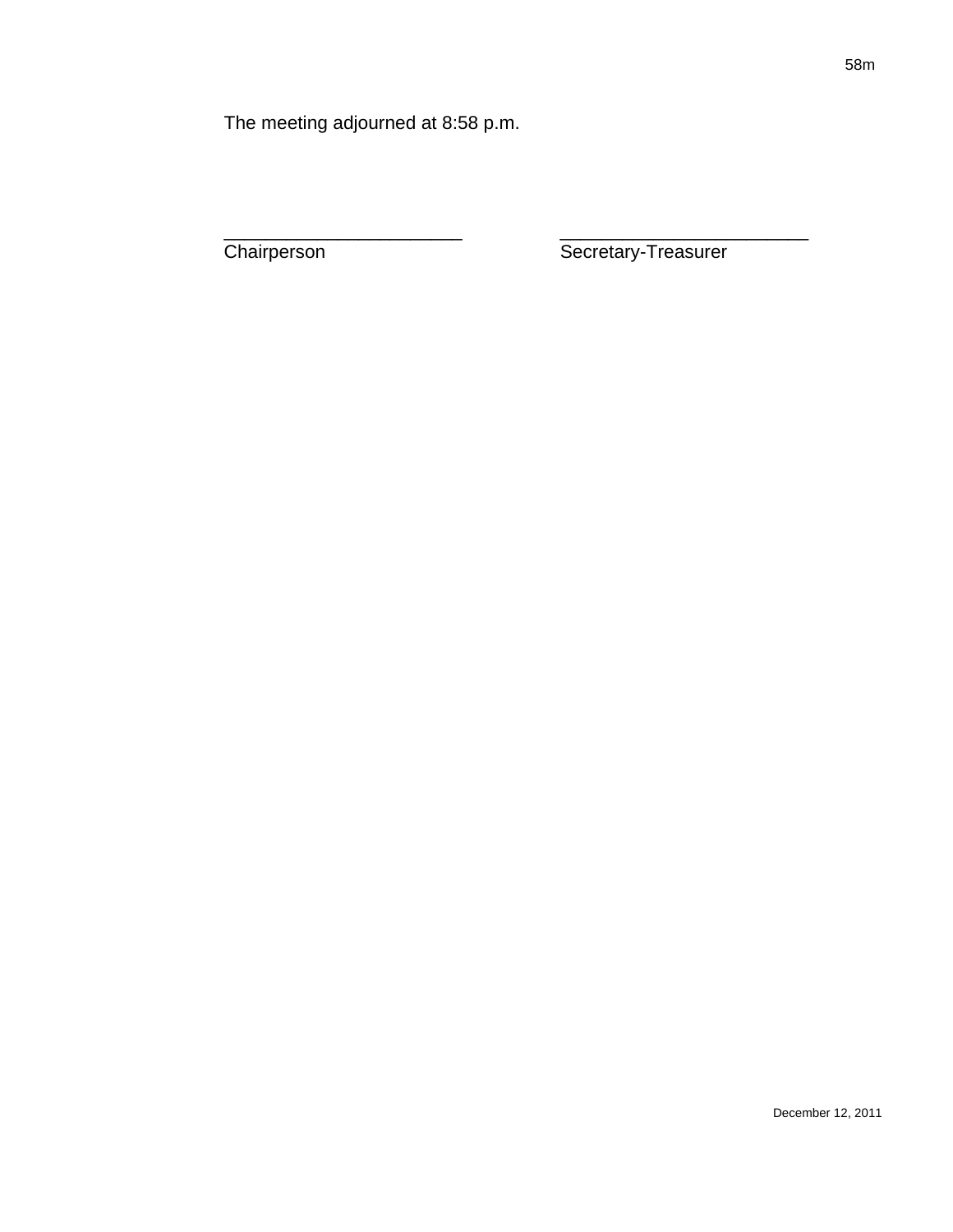The meeting adjourned at 8:58 p.m.

| | |
|---|---|
| ________________________ | _________________________ |
| Chairperson | Secretary-Treasurer |